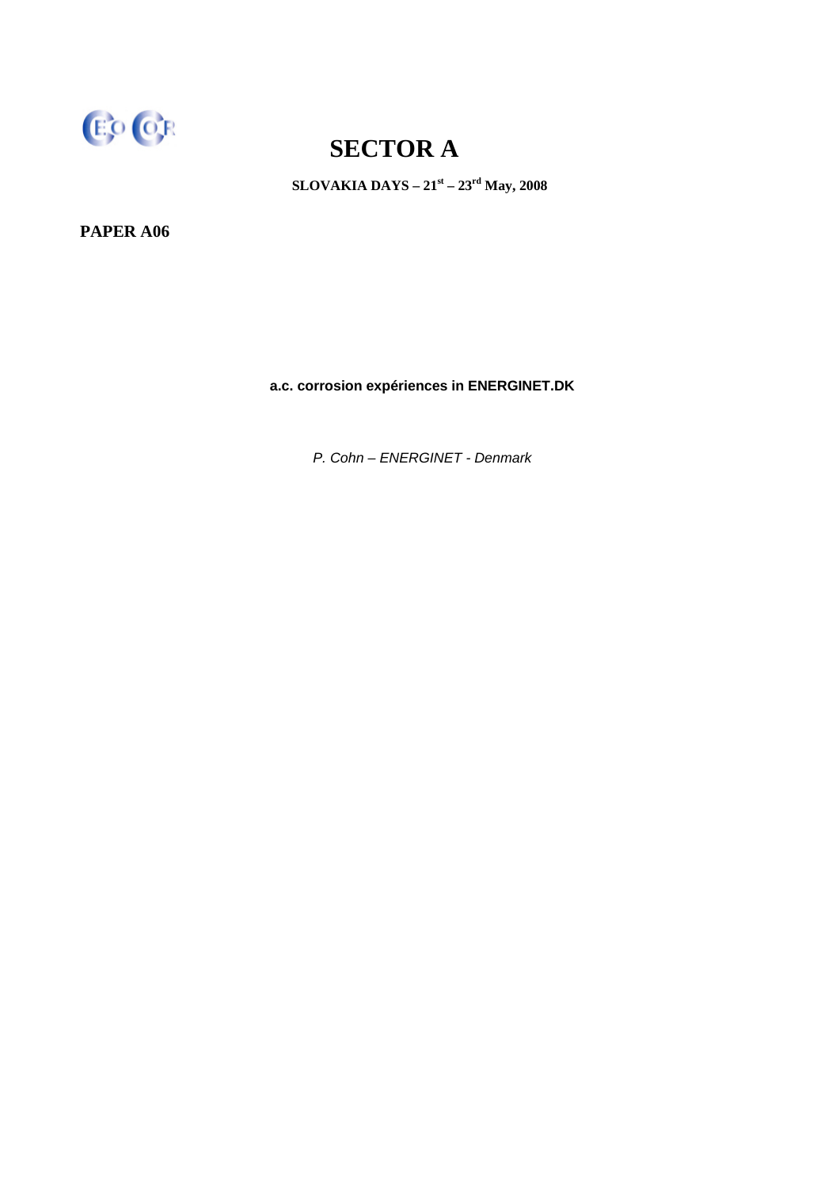# SECTOR A

**SLOVAKIA DAYS – 21st – 23rd May, 2008**

**PAPER A06**

**a.c. corrosion expériences in ENERGINET.DK**

*P. Cohn – ENERGINET - Denmark*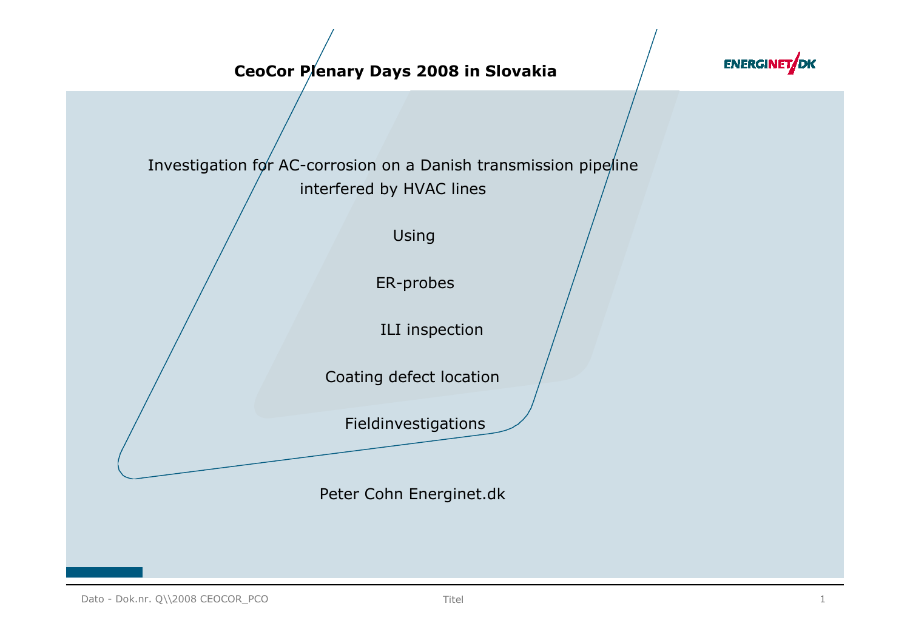# CeoCor Plenary Days 2008 in Slovakia

Investigation for AC-corrosion on a Danish transmission pipeline interfered by HVAC lines

Using

ER-probes

ILI inspection

Coating defect location

Fieldinvestigations

Peter Cohn Energinet.dk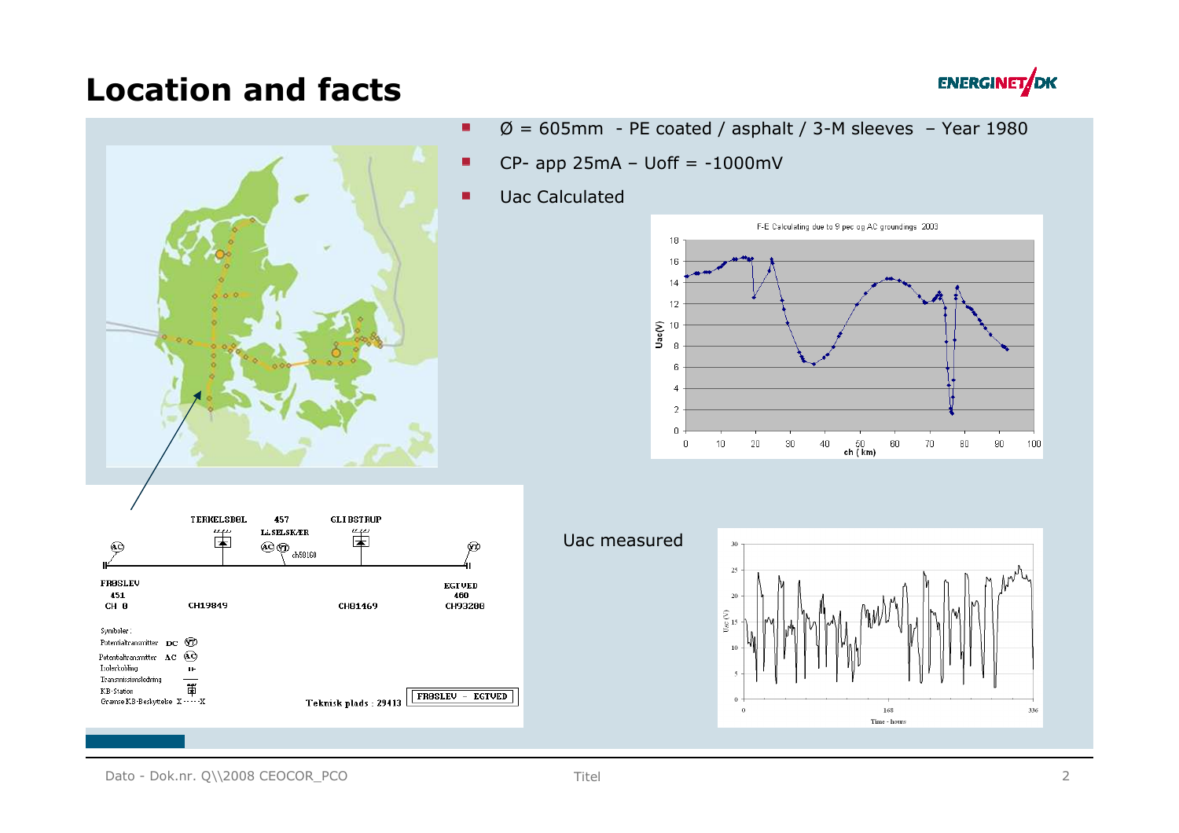# Location and facts

- Ø = 605mm - PE coated / asphalt / 3-M sleeves – Year 1980
- CP- app 25mA – Uoff = -1000mV
- Uac Calculated

Uac measured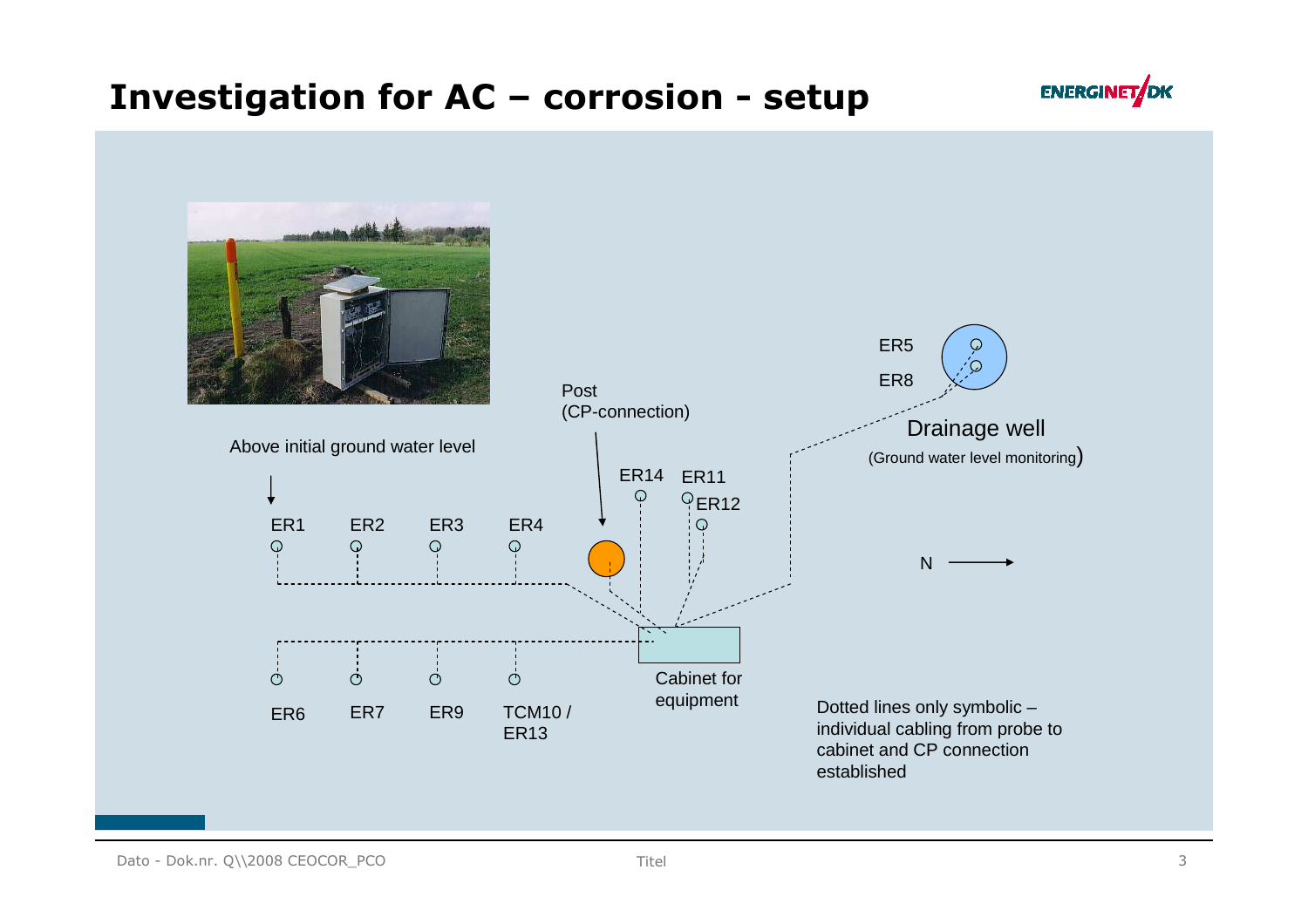# Investigation for AC – corrosion - setup

Above initial ground water level

ER1 ER2 ER3 ER4

Post (CP-connection)

ER14 ER11 ER12

ER5

ER8

Drainage well

(Ground water level monitoring)

N →

ER6 ER7 ER9 TCM10 / ER13

Cabinet for equipment

Dotted lines only symbolic – individual cabling from probe to cabinet and CP connection established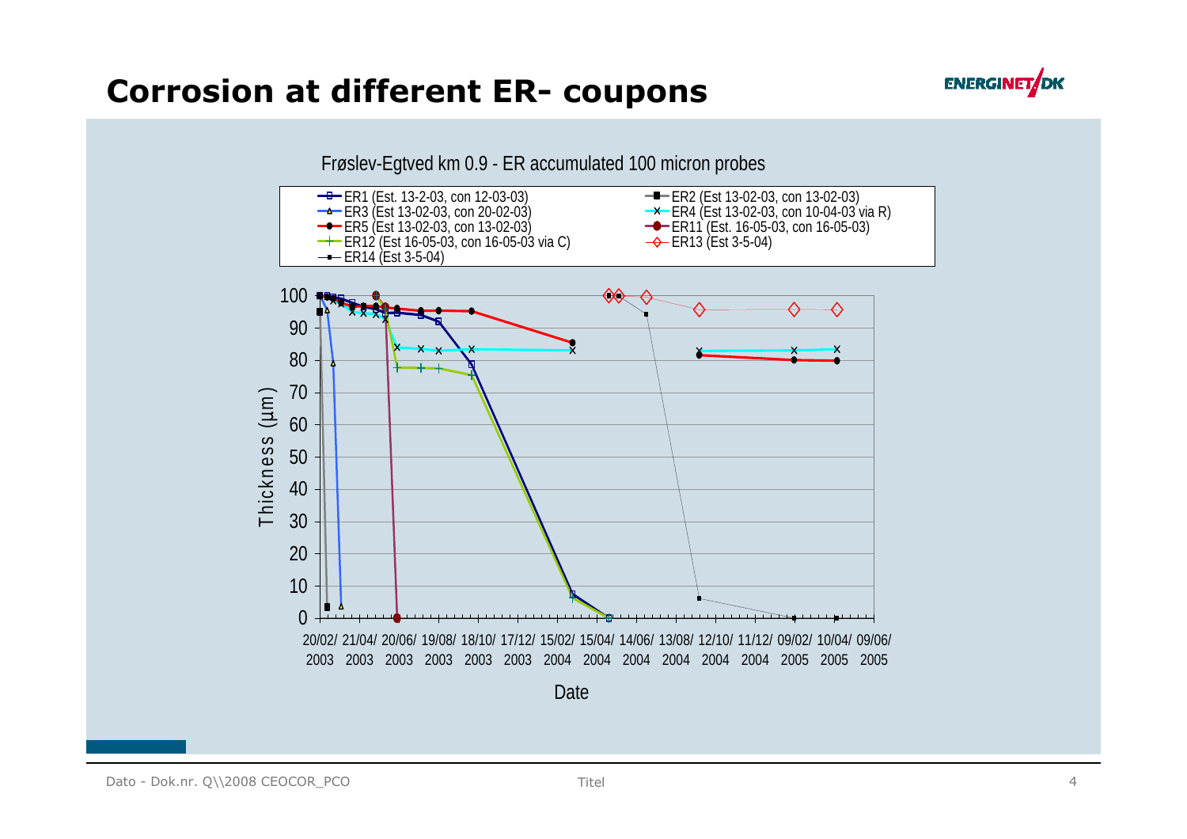# Corrosion at different ER- coupons

Frøslev-Egtved km 0.9 - ER accumulated 100 micron probes

- ER1 (Est. 13-2-03, con 12-03-03)
- ER2 (Est 13-02-03, con 13-02-03)
- ER3 (Est 13-02-03, con 20-02-03)
- ER4 (Est 13-02-03, con 10-04-03 via R)
- ER5 (Est 13-02-03, con 13-02-03)
- ER11 (Est. 16-05-03, con 16-05-03)
- ER12 (Est 16-05-03, con 16-05-03 via C)
- ER13 (Est 3-5-04)
- ER14 (Est 3-5-04)

Thickness (µm)

Date

20/02/2003 21/04/2003 20/06/2003 19/08/2003 18/10/2003 17/12/2003 15/02/2004 15/04/2004 14/06/2004 13/08/2004 12/10/2004 11/12/2004 09/02/2005 10/04/2005 09/06/2005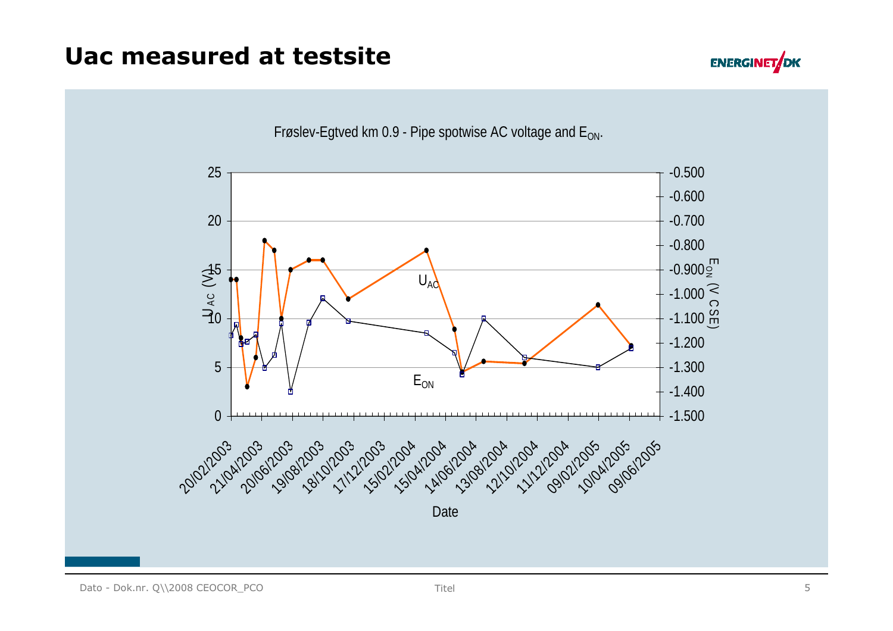# Uac measured at testsite

Frøslev-Egtved km 0.9 - Pipe spotwise AC voltage and $E_{ON}$.

- Left axis: $U_{AC}$ (V), 0 to 25
- Right axis: $E_{ON}$ (V CSE), -1.500 to -0.500
- Horizontal axis: Date, 20/02/2003 to 09/06/2005
- Series: $U_{AC}$, $E_{ON}$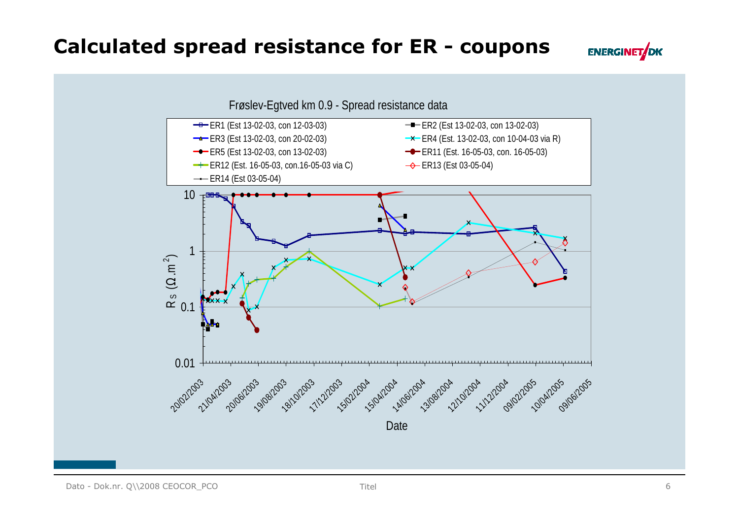# Calculated spread resistance for ER - coupons

Frøslev-Egtved km 0.9 - Spread resistance data

- ER1 (Est 13-02-03, con 12-03-03)
- ER2 (Est 13-02-03, con 13-02-03)
- ER3 (Est 13-02-03, con 20-02-03)
- ER4 (Est. 13-02-03, con 10-04-03 via R)
- ER5 (Est 13-02-03, con 13-02-03)
- ER11 (Est. 16-05-03, con. 16-05-03)
- ER12 (Est. 16-05-03, con.16-05-03 via C)
- ER13 (Est 03-05-04)
- ER14 (Est 03-05-04)

$R_S$ ($\Omega.m^2$)

10, 1, 0.1, 0.01

20/02/2003, 21/04/2003, 20/06/2003, 19/08/2003, 18/10/2003, 17/12/2003, 15/02/2004, 15/04/2004, 14/06/2004, 13/08/2004, 12/10/2004, 11/12/2004, 09/02/2005, 10/04/2005, 09/06/2005

Date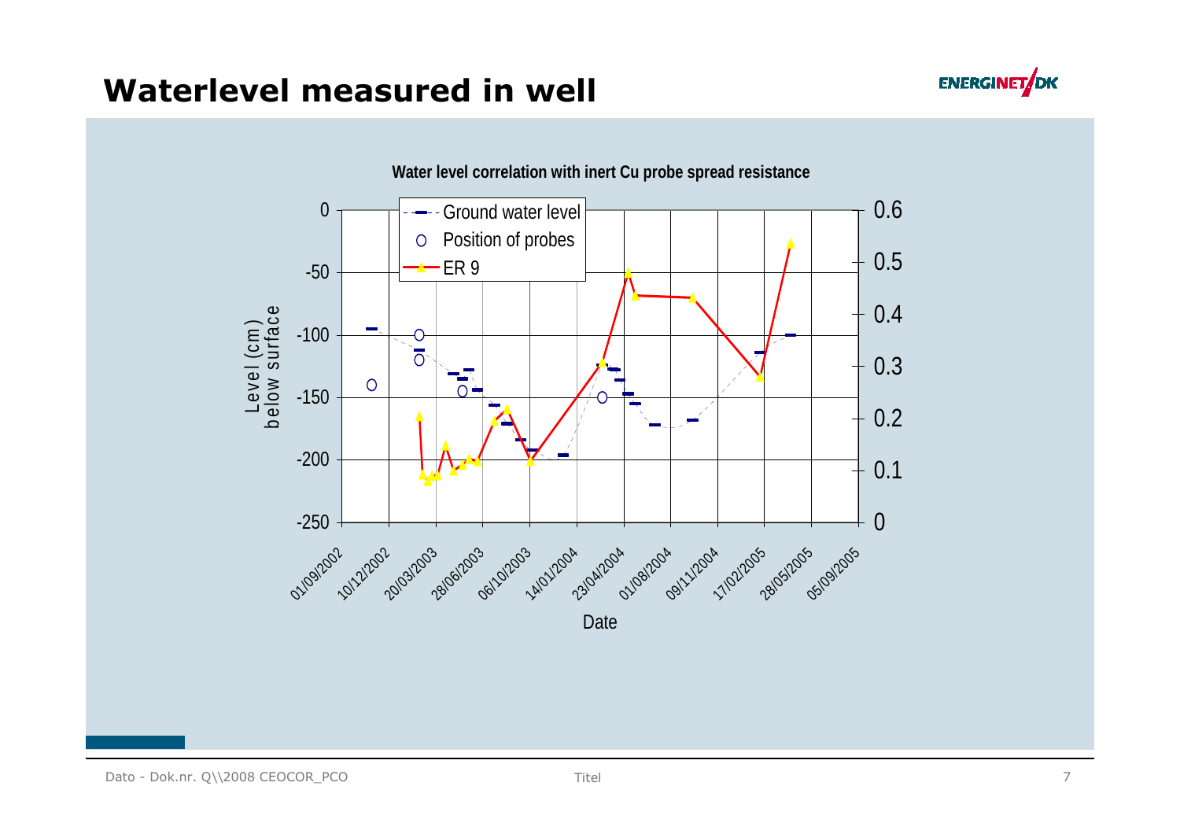# Waterlevel measured in well

**Water level correlation with inert Cu probe spread resistance**

Legend: Ground water level; Position of probes; ER 9

Left axis: Level (cm) below surface (0 to -250)

Right axis: 0 to 0.6

X-axis: Date (01/09/2002, 10/12/2002, 20/03/2003, 28/06/2003, 06/10/2003, 14/01/2004, 23/04/2004, 01/08/2004, 09/11/2004, 17/02/2005, 28/05/2005, 05/09/2005)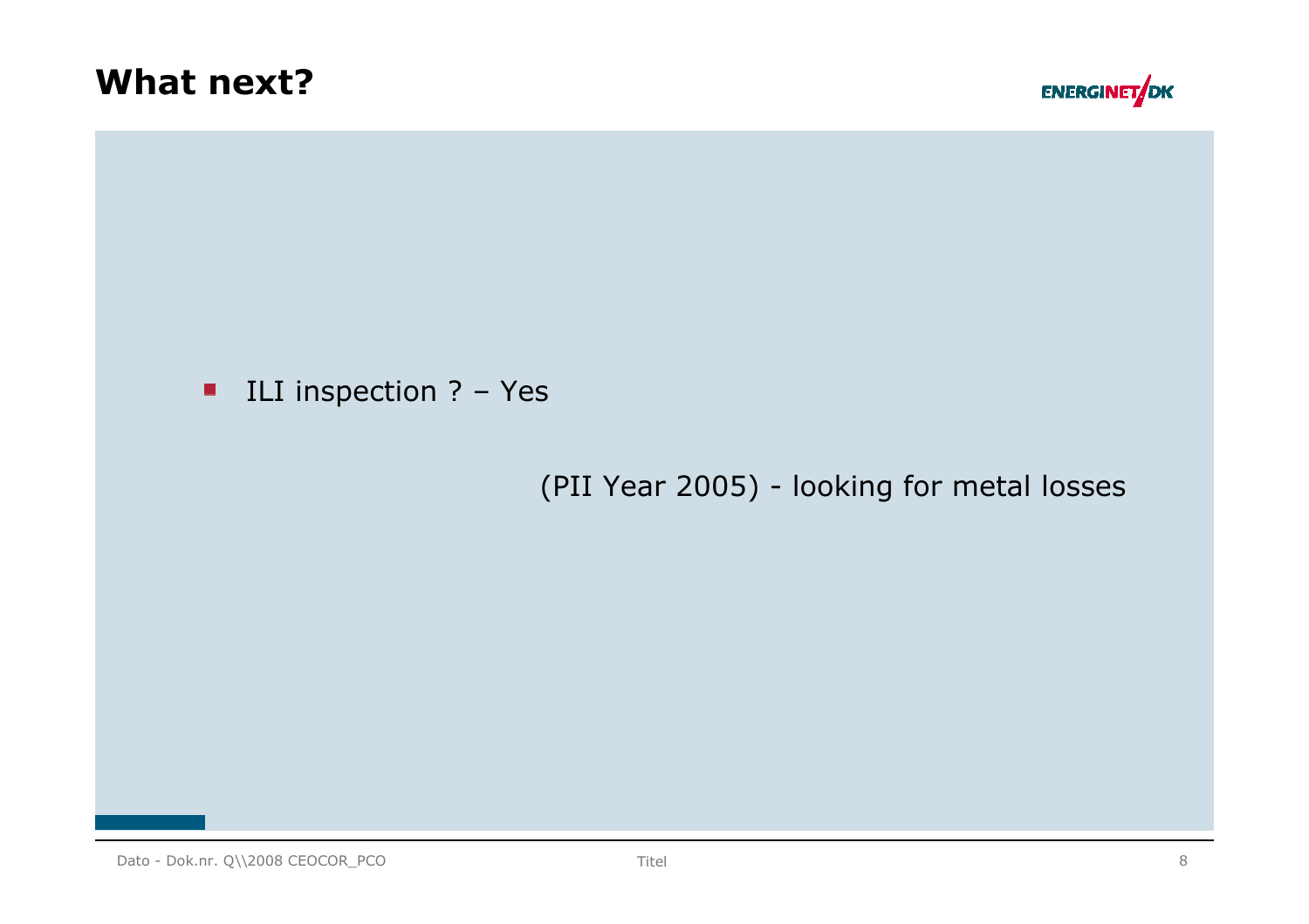# What next?

- ILI inspection ? – Yes

  (PII Year 2005) - looking for metal losses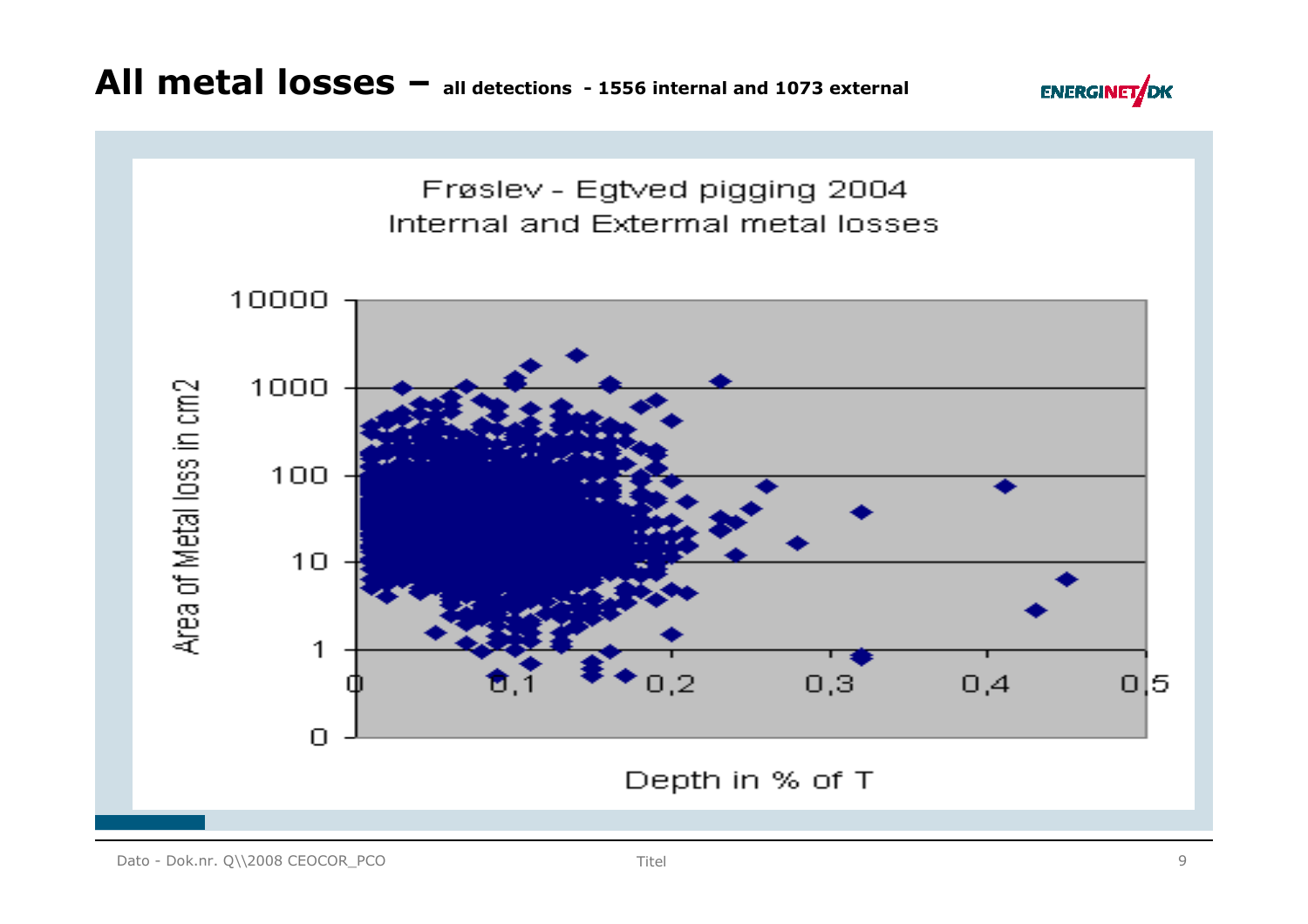# All metal losses – all detections - 1556 internal and 1073 external

Frøslev - Egtved pigging 2004
Internal and Extermal metal losses

Area of Metal loss in cm2

Depth in % of T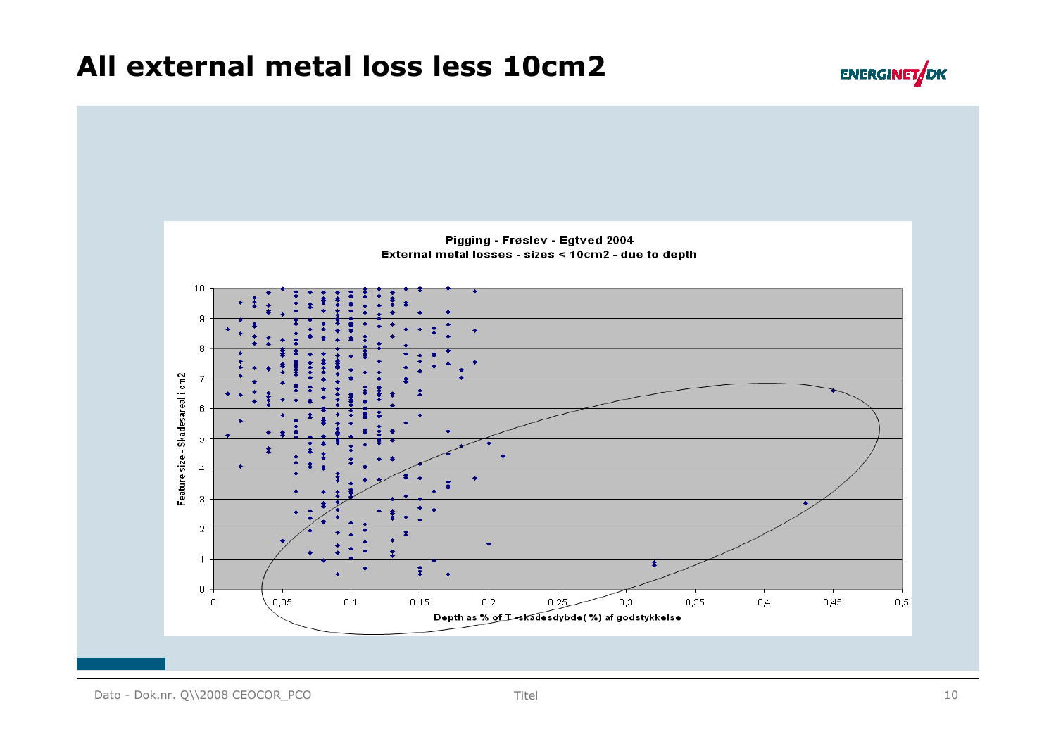# All external metal loss less 10cm2

Pigging - Frøslev - Egtved 2004

External metal losses - sizes < 10cm2 - due to depth

Feature size - Skadesareal i cm2

Depth as % of T -skadesdybde( %) af godstykkelse

0 | 0,05 | 0,1 | 0,15 | 0,2 | 0,25 | 0,3 | 0,35 | 0,4 | 0,45 | 0,5

0 | 1 | 2 | 3 | 4 | 5 | 6 | 7 | 8 | 9 | 10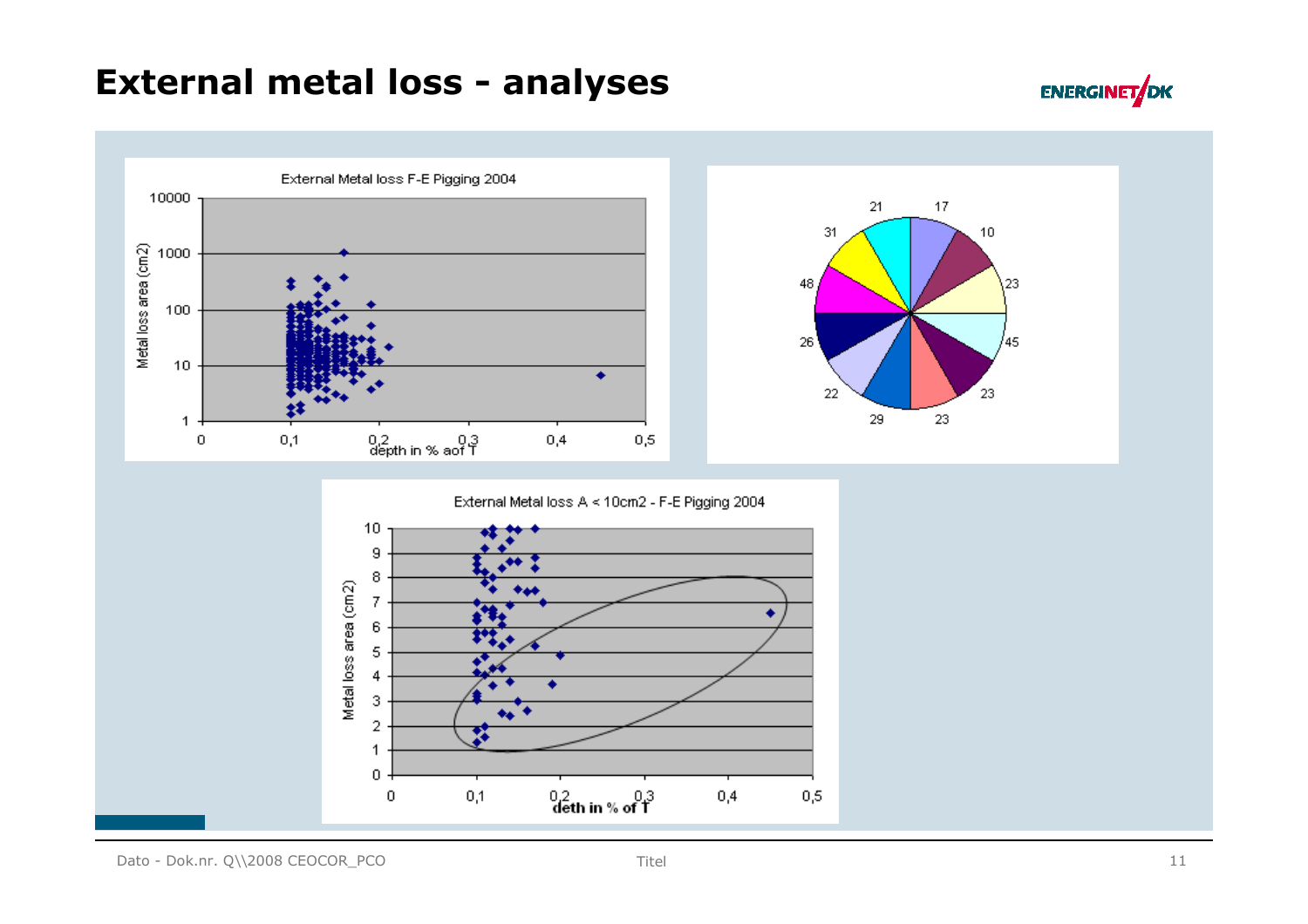# External metal loss - analyses

**External Metal loss F-E Pigging 2004**

Metal loss area (cm2)

depth in % aof T

**External Metal loss A < 10cm2 - F-E Pigging 2004**

Metal loss area (cm2)

deth in % of T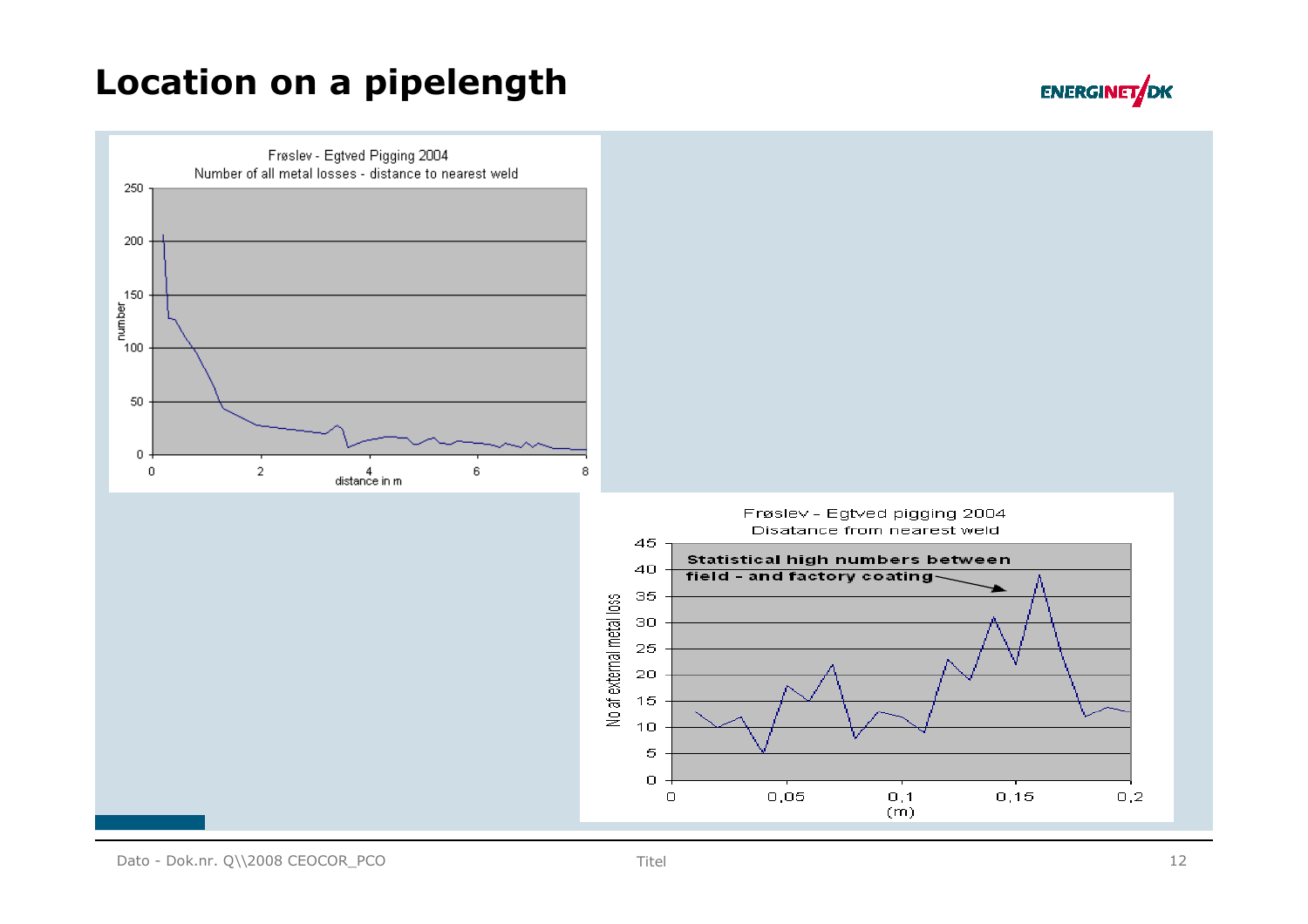# Location on a pipelength

Frøslev - Egtved Pigging 2004
Number of all metal losses - distance to nearest weld

Frøslev - Egtved pigging 2004
Disatance from nearest weld

Statistical high numbers between field - and factory coating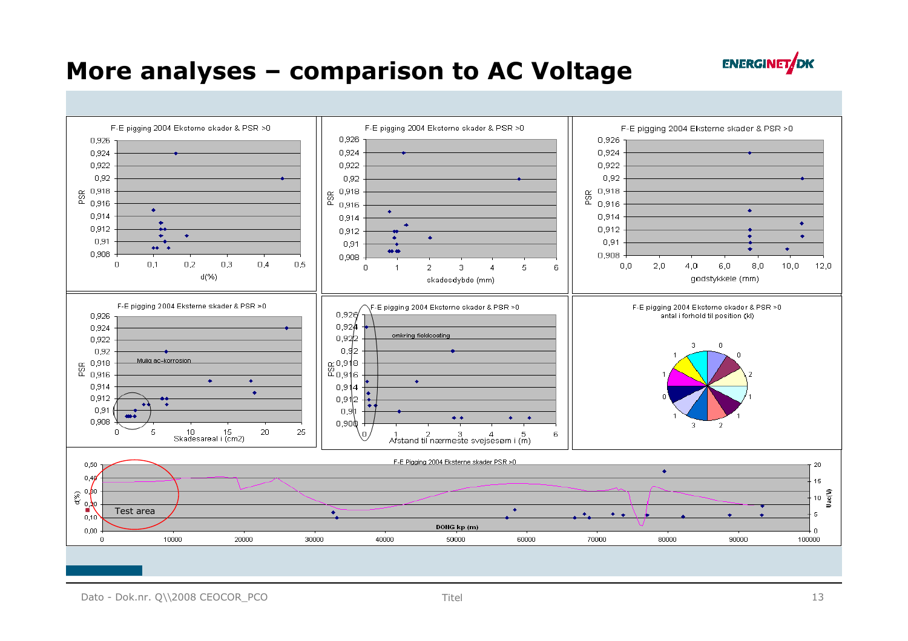# More analyses – comparison to AC Voltage

F-E pigging 2004 Eksterne skader & PSR >0

PSR

d(%)

F-E pigging 2004 Eksterne skader & PSR >0

PSR

skadesdybde (mm)

F-E pigging 2004 Eksterne skader & PSR >0

PSR

godstykkele (mm)

F-E pigging 2004 Eksterne skader & PSR >0

PSR

Mulig ac-korrosion

Skadesareal i (cm2)

F-E pigging 2004 Eksterne skader & PSR >0

PSR

omkring fieldcoating

Afstand til nærmeste svejsesøm i (m)

F-E pigging 2004 Eksterne skader & PSR >0

antal i forhold til position (kl)

F-E Pigging 2004 Eksterne skader PSR >0

d(%)

Test area

DONG kp (m)

Uac(V)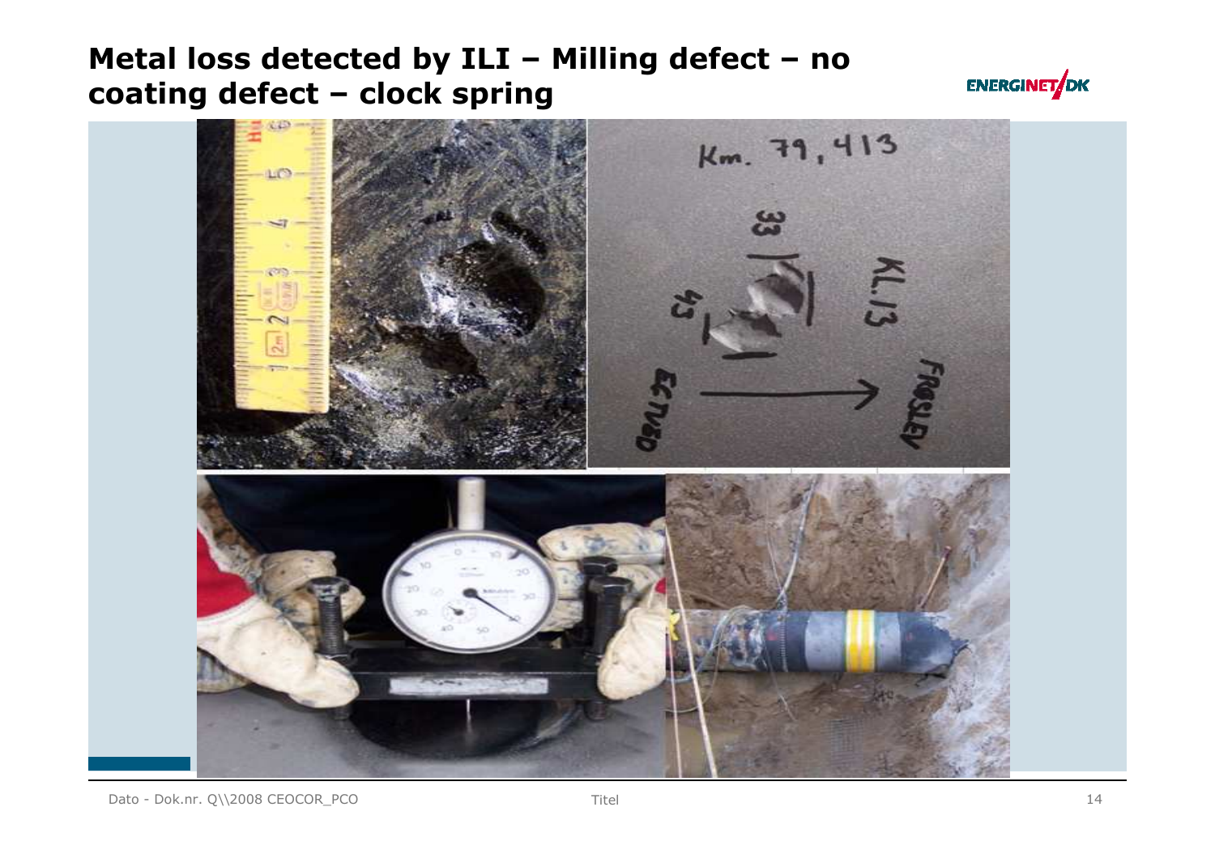# Metal loss detected by ILI – Milling defect – no coating defect – clock spring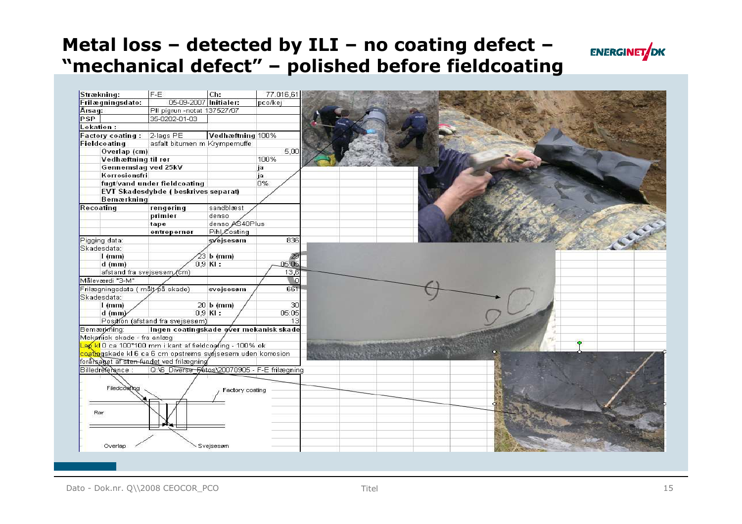# Metal loss – detected by ILI – no coating defect – "mechanical defect" – polished before fieldcoating

| Strækning: | F-E | Ch: | 77.016,61 |
|---|---|---|---|
| Frilægningsdato: | 05-09-2007 | Initialer: | pco/kej |
| Årsag: | PII pigrun -notat 137527/07 | | |
| PSP | 35-0202-01-03 | | |
| Lokation : | | | |
| Factory coating : | 2-lags PE | Vedhæftning | 100% |
| Fieldcoating | asfalt bitumen m Krympemuffe | | |
| Overlap (cm) | | | 5,00 |
| Vedhæftning til rør | | | 100% |
| Gennemslag ved 25kV | | | ja |
| Korrosionsfri | | | ja |
| fugt/vand under fieldcoating | | | 0% |
| EVT Skadesdybde ( beskrives separat) | | | |
| Bemærkning | | | |
| Recoating | rengøring | sandblæst | |
| | primier | denso | |
| | tape | denso AS40Plus | |
| | entrepernør | Pihl Coating | |
| Pigging data: | | svejsesøm | 836 |
| Skadesdata: | | | |
| l (mm) | 23 | b (mm) | 29 |
| d (mm) | 0,9 | Kl : | 05:06 |
| afstand fra svejsesøm (cm) | | | 13,6 |
| Måleværdi "3-M" | | | 0 |
| Frilægningsdata ( målt på skade) | | svejsesøm | 661 |
| Skadesdata: | | | |
| l (mm) | 20 | b (mm) | 30 |
| d (mm) | 0,9 | Kl : | 05:05 |
| Position (afstand fra svejsesøm) | | | 13 |
| Bemærkning: | Ingen coatingskade over mekanisk skade | | |
| Mekanisk skade - fra anlæg | | | |
| Lap kl 0 ca 100*100 mm i kant af fieldcoating - 100% ok | | | |
| coatingskade kl 6 ca 6 cm opstrøms svejsesøm uden korrosion | | | |
| forårsaget af sten fundet ved frilægning | | | |
| Billedreferance : | Q:\6_Diverse_Fotos\20070905 - F-E frilægning | | |

Filedcoating, Factory coating, Rør, Overlap, Svejsesøm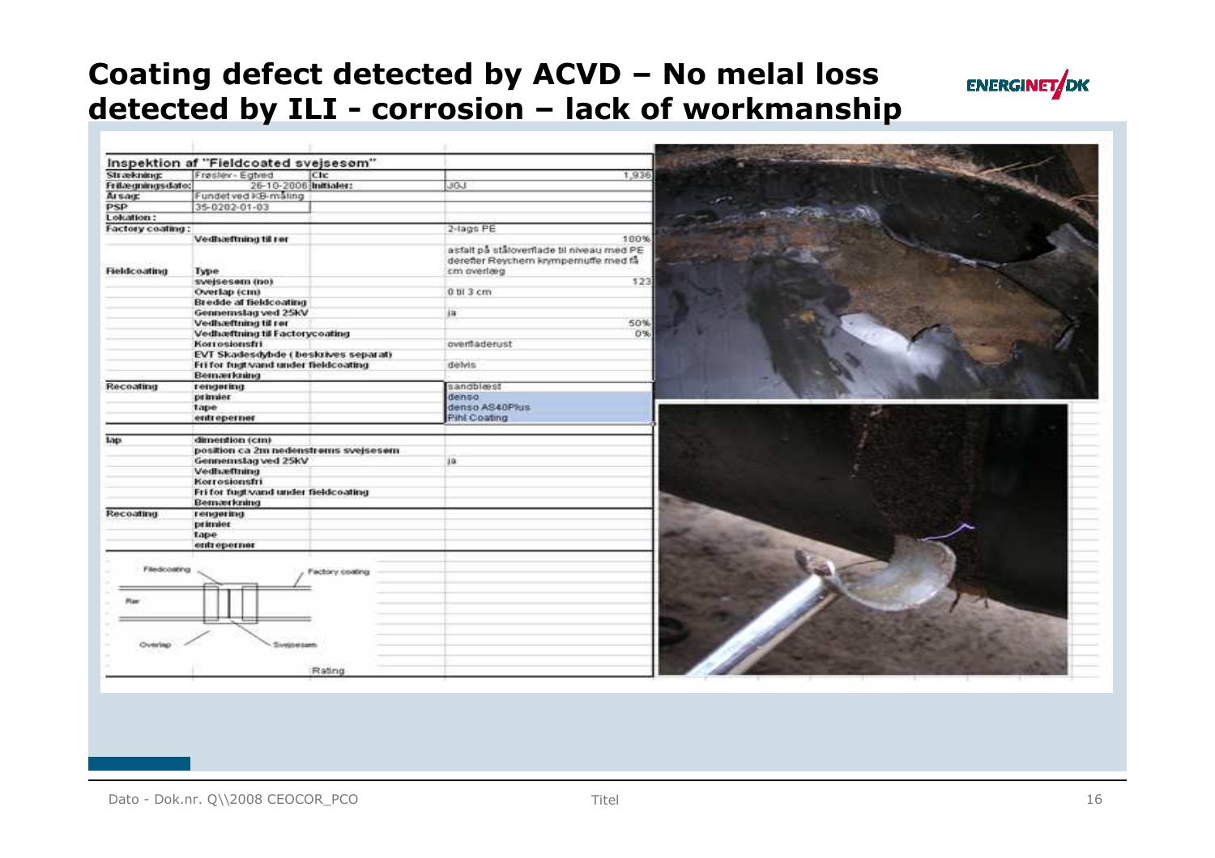# Coating defect detected by ACVD – No melal loss detected by ILI - corrosion – lack of workmanship

**Inspektion af "Fieldcoated svejsesøm"**

| | | |
|---|---|---|
| Strækning: | Frøslev - Egtved Ch: | 1,936 |
| Frilægningsdato: | 26-10-2006 Initialer: | JGJ |
| Årsag: | Fundet ved KB-måling | |
| PSP | 35-0202-01-03 | |
| Lokation: | | |
| Factory coating: | | 2-lags PE |
| | Vedhæftning til rør | 100% |
| Fieldcoating | Type | asfalt på ståloverflade til niveau med PE derefter Reychem krympemuffe med få cm overlæg |
| | svejsesøm (no) | 123 |
| | Overlap (cm) | 0 til 3 cm |
| | Bredde af fieldcoating | |
| | Gennemslag ved 25kV | ja |
| | Vedhæftning til rør | 50% |
| | Vedhæftning til Factorycoating | 0% |
| | Korrosionsfri | overfladerust |
| | EVT Skadesdybde (beskrives separat) | |
| | Fri for fugt/vand under fieldcoating | delvis |
| | Bemærkning | |
| Recoating | rengøring | sandblæst |
| | primer | denso |
| | tape | denso AS40Plus |
| | entreprenør | Pihl Coating |
| lap | dimention (cm) | |
| | position ca 2m nedenstrøms svejsesøm | |
| | Gennemslag ved 25kV | ja |
| | Vedhæftning | |
| | Korrosionsfri | |
| | Fri for fugt/vand under fieldcoating | |
| | Bemærkning | |
| Recoating | rengøring | |
| | primer | |
| | tape | |
| | entreprenør | |

Fieldcoating — Factory coating — Rør — Overlap — Svejsesøm

Rating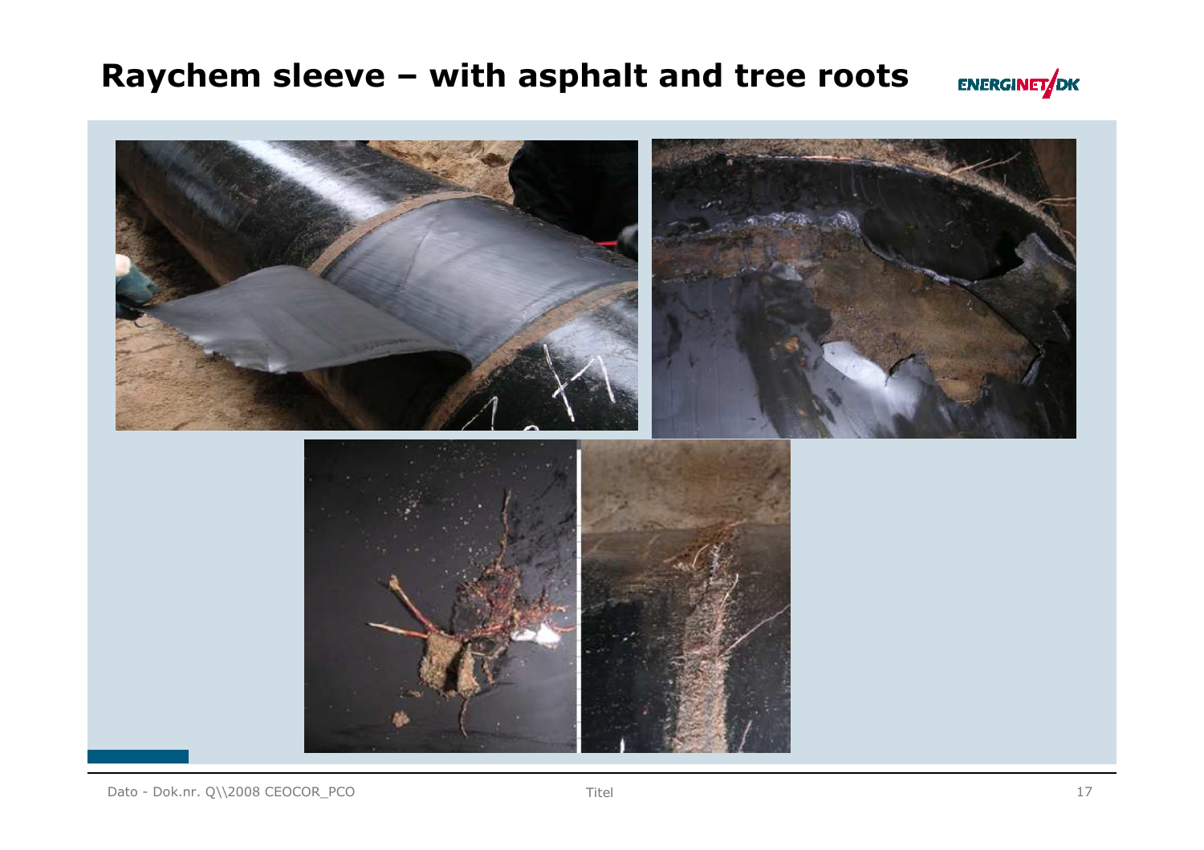# Raychem sleeve – with asphalt and tree roots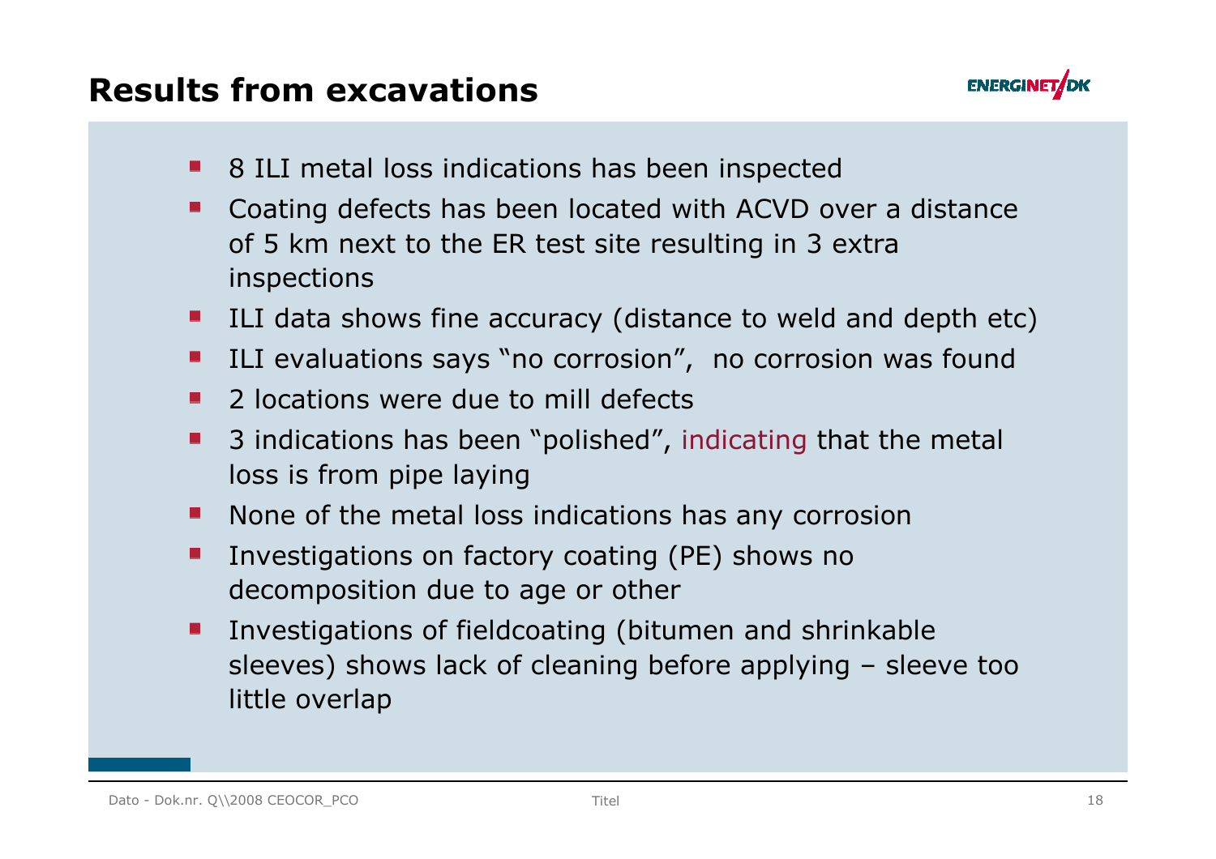# Results from excavations

- 8 ILI metal loss indications has been inspected
- Coating defects has been located with ACVD over a distance of 5 km next to the ER test site resulting in 3 extra inspections
- ILI data shows fine accuracy (distance to weld and depth etc)
- ILI evaluations says "no corrosion", no corrosion was found
- 2 locations were due to mill defects
- 3 indications has been "polished", indicating that the metal loss is from pipe laying
- None of the metal loss indications has any corrosion
- Investigations on factory coating (PE) shows no decomposition due to age or other
- Investigations of fieldcoating (bitumen and shrinkable sleeves) shows lack of cleaning before applying – sleeve too little overlap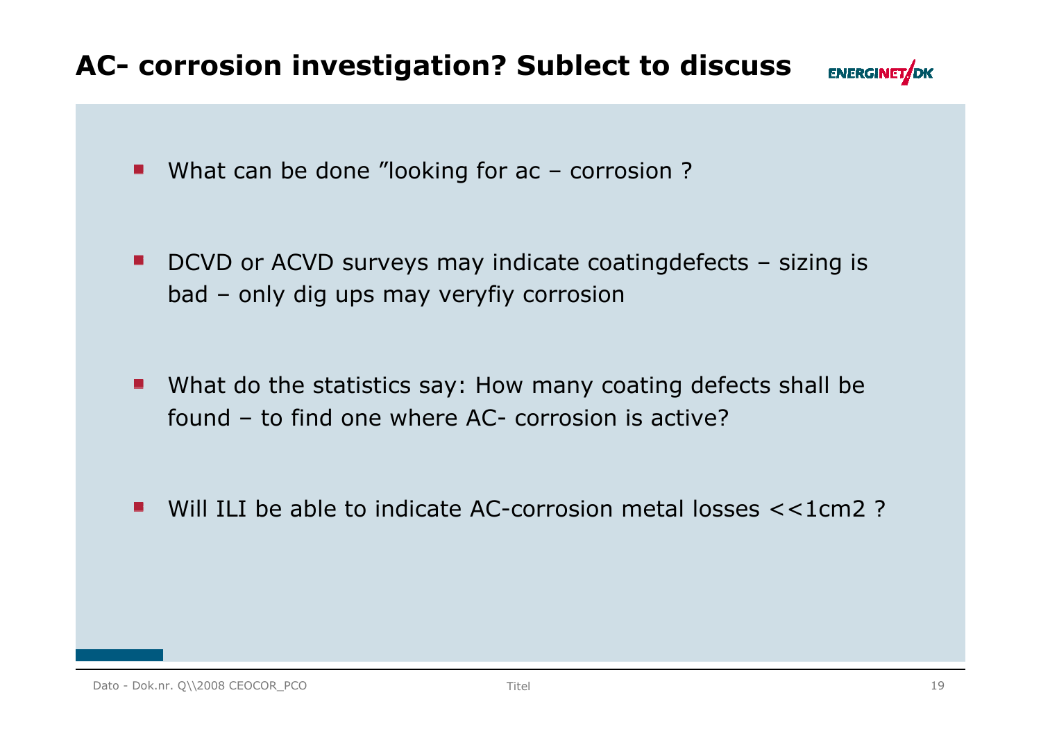## AC- corrosion investigation? Sublect to discuss

- What can be done ”looking for ac – corrosion ?
- DCVD or ACVD surveys may indicate coatingdefects – sizing is bad – only dig ups may veryfiy corrosion
- What do the statistics say: How many coating defects shall be found – to find one where AC- corrosion is active?
- Will ILI be able to indicate AC-corrosion metal losses <<1cm2 ?